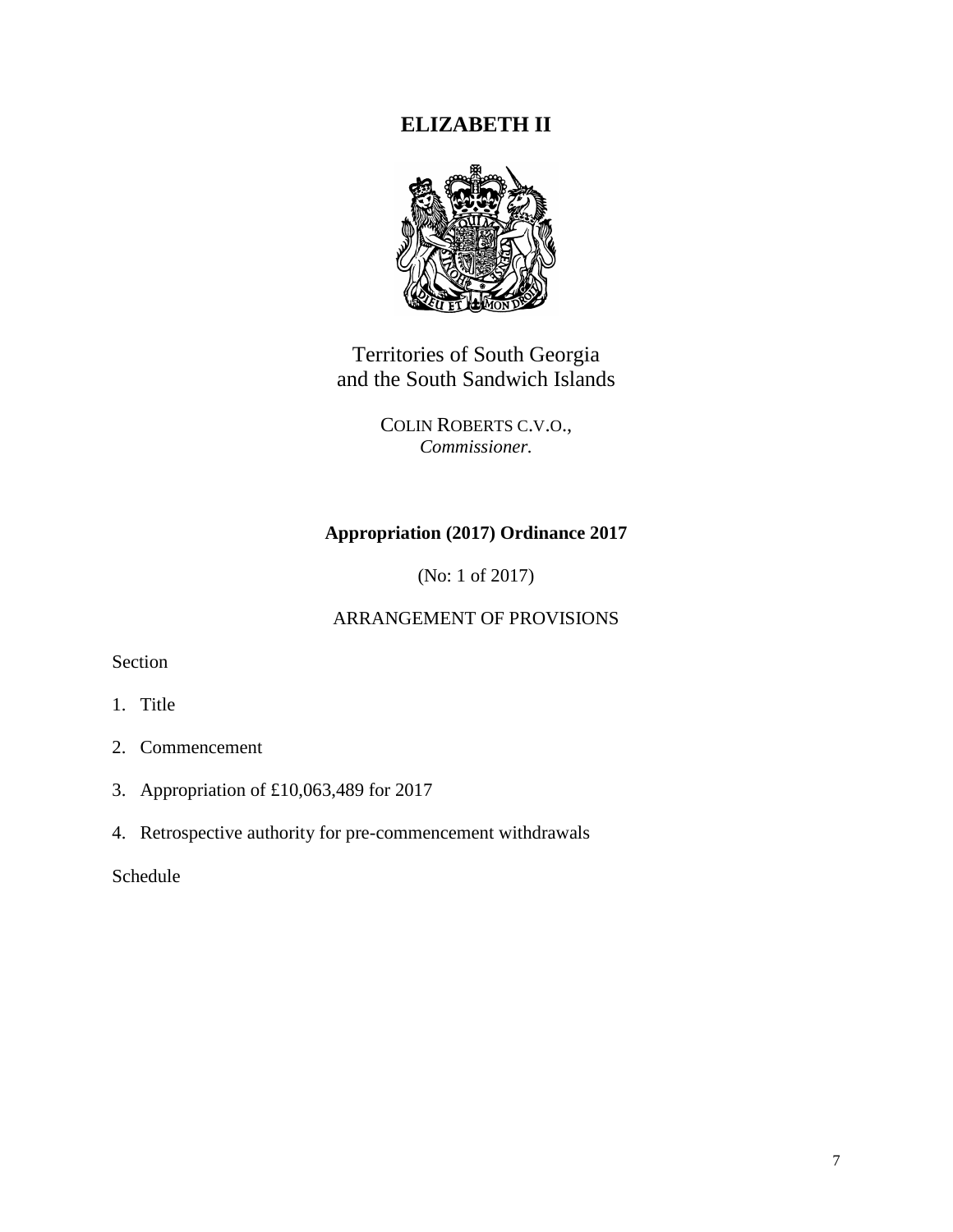# ELIZABETH II

Territories of South Georgia
and the South Sandwich Islands

COLIN ROBERTS C.V.O.,
*Commissioner.*

## Appropriation (2017) Ordinance 2017

(No: 1 of 2017)

ARRANGEMENT OF PROVISIONS

Section

1. Title
2. Commencement
3. Appropriation of £10,063,489 for 2017
4. Retrospective authority for pre-commencement withdrawals

Schedule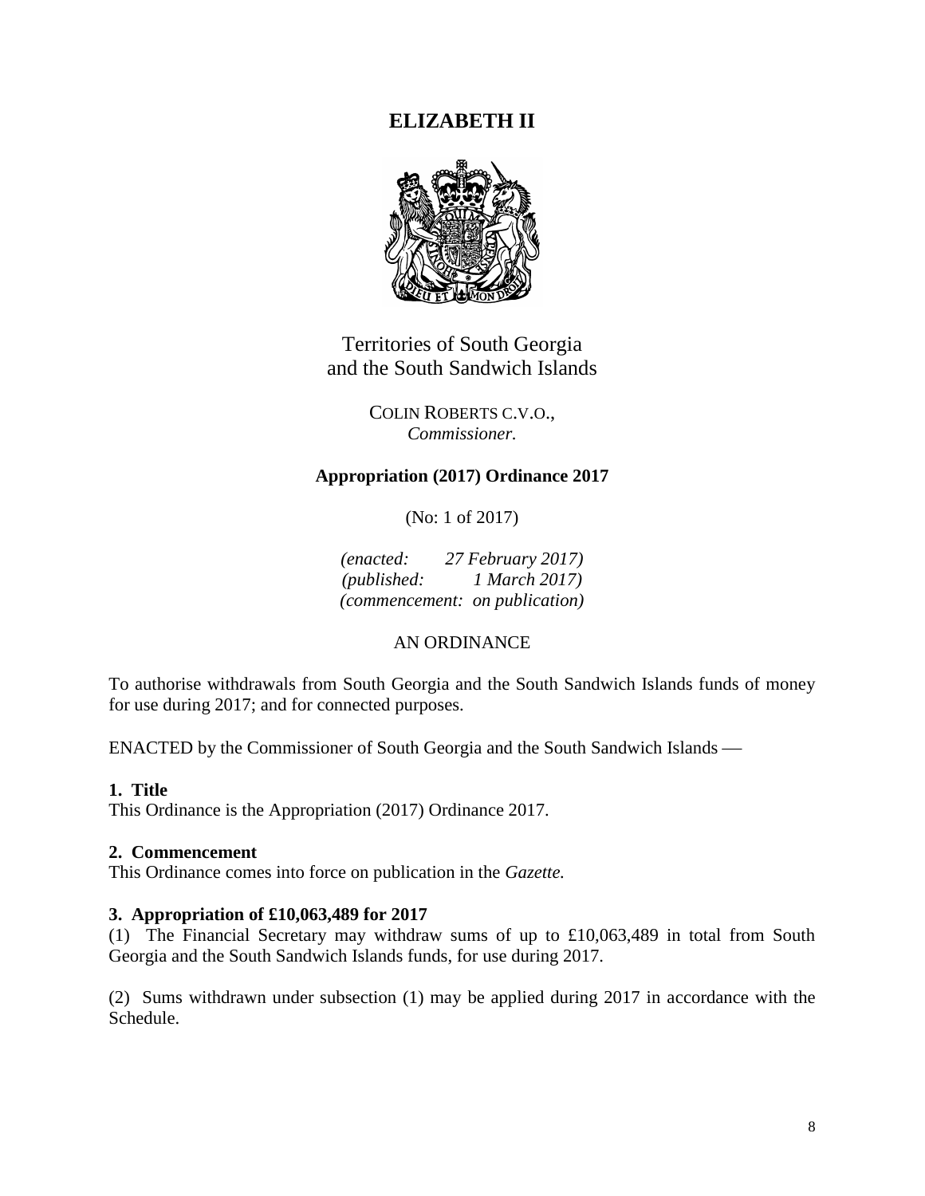# ELIZABETH II

Territories of South Georgia
and the South Sandwich Islands

COLIN ROBERTS C.V.O.,
*Commissioner.*

**Appropriation (2017) Ordinance 2017**

(No: 1 of 2017)

*(enacted: 27 February 2017)*
*(published: 1 March 2017)*
*(commencement: on publication)*

AN ORDINANCE

To authorise withdrawals from South Georgia and the South Sandwich Islands funds of money for use during 2017; and for connected purposes.

ENACTED by the Commissioner of South Georgia and the South Sandwich Islands —

**1. Title**

This Ordinance is the Appropriation (2017) Ordinance 2017.

**2. Commencement**

This Ordinance comes into force on publication in the *Gazette.*

**3. Appropriation of £10,063,489 for 2017**

(1) The Financial Secretary may withdraw sums of up to £10,063,489 in total from South Georgia and the South Sandwich Islands funds, for use during 2017.

(2) Sums withdrawn under subsection (1) may be applied during 2017 in accordance with the Schedule.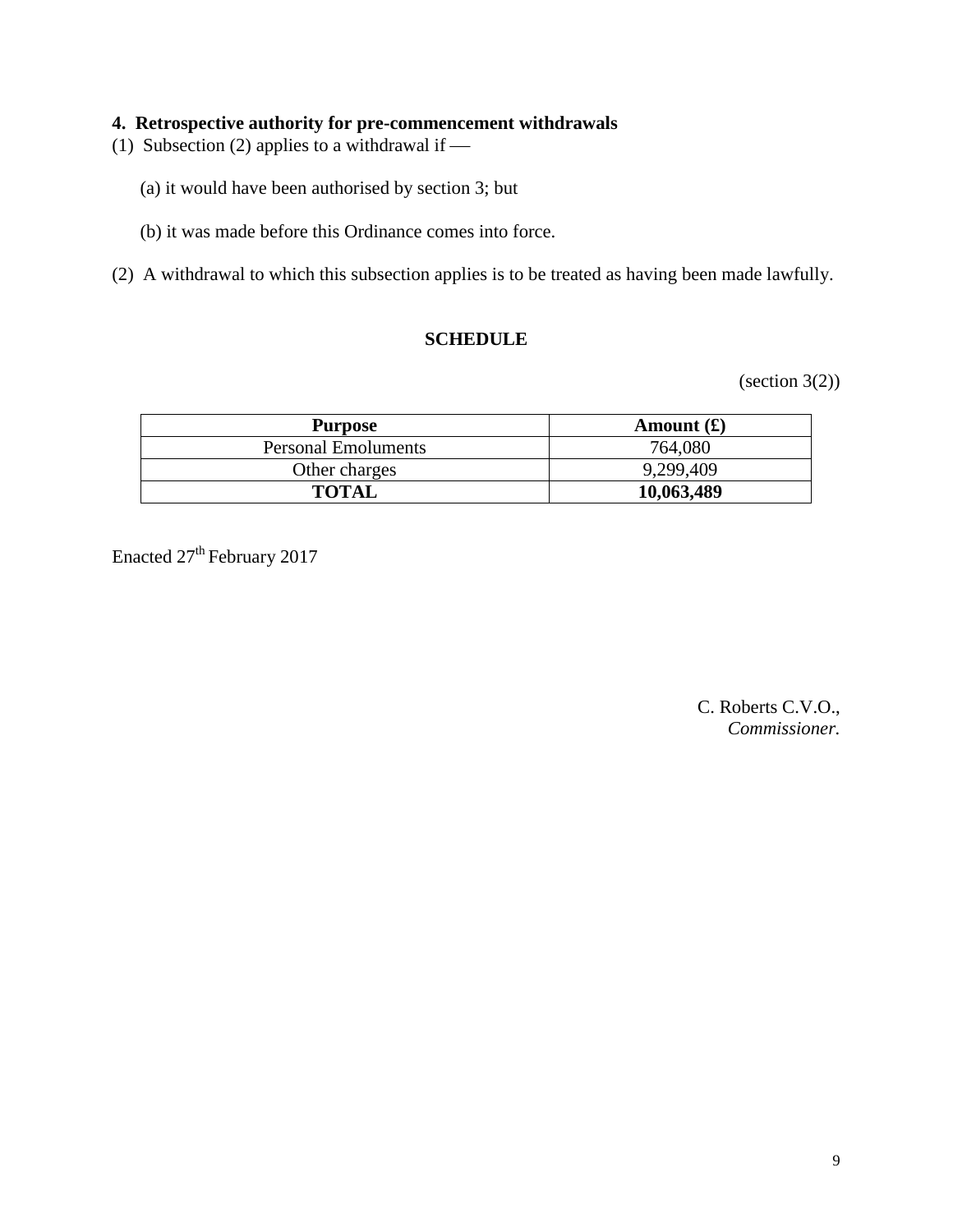**4. Retrospective authority for pre-commencement withdrawals**

(1) Subsection (2) applies to a withdrawal if —

(a) it would have been authorised by section 3; but

(b) it was made before this Ordinance comes into force.

(2) A withdrawal to which this subsection applies is to be treated as having been made lawfully.

**SCHEDULE**

(section 3(2))

| Purpose | Amount (£) |
|---|---|
| Personal Emoluments | 764,080 |
| Other charges | 9,299,409 |
| **TOTAL** | **10,063,489** |

Enacted 27th February 2017

C. Roberts C.V.O.,
*Commissioner.*